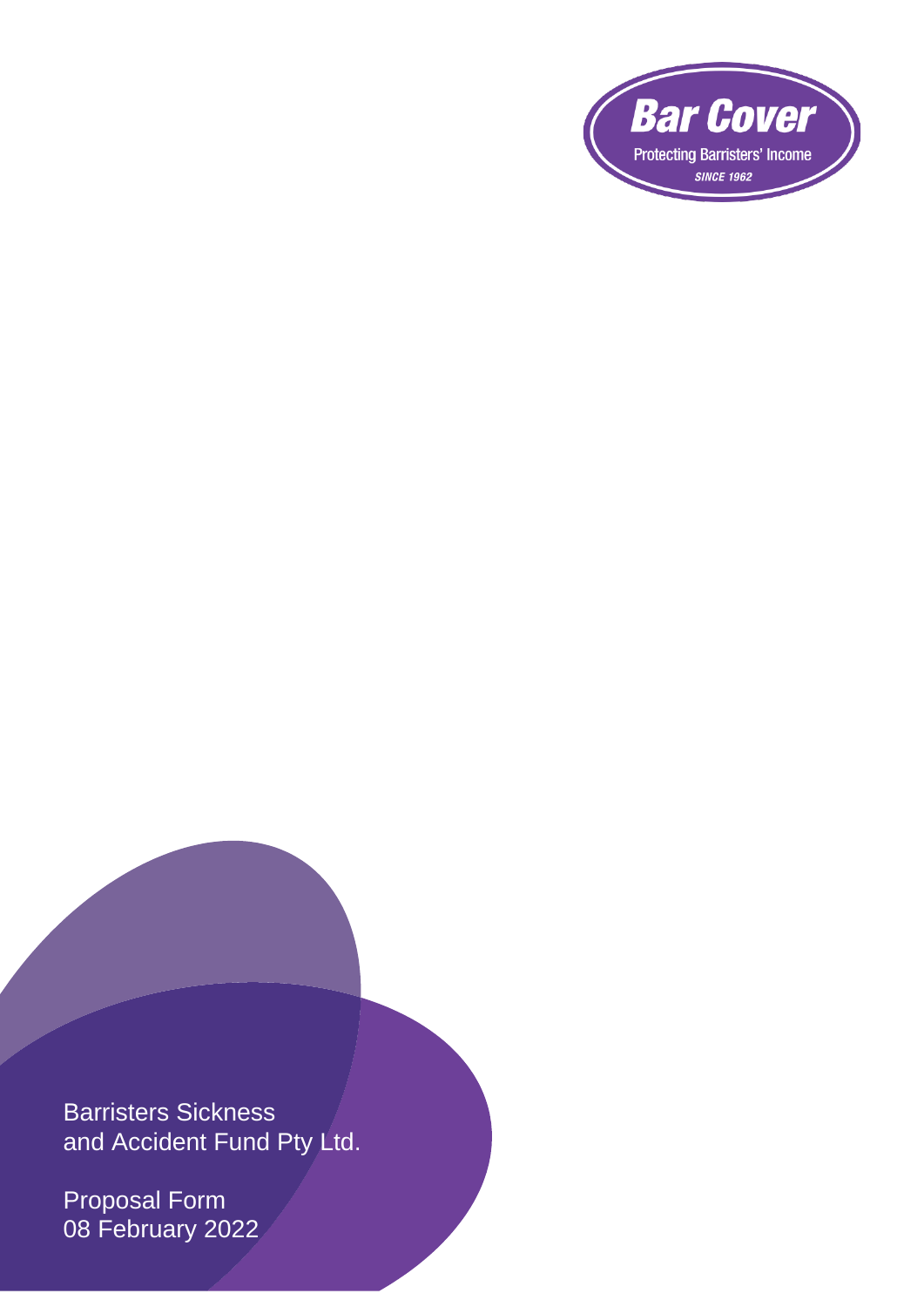**Bar Cover**

Protecting Barristers' Income

*SINCE 1962*

# Barristers Sickness and Accident Fund Pty Ltd.

## Proposal Form
08 February 2022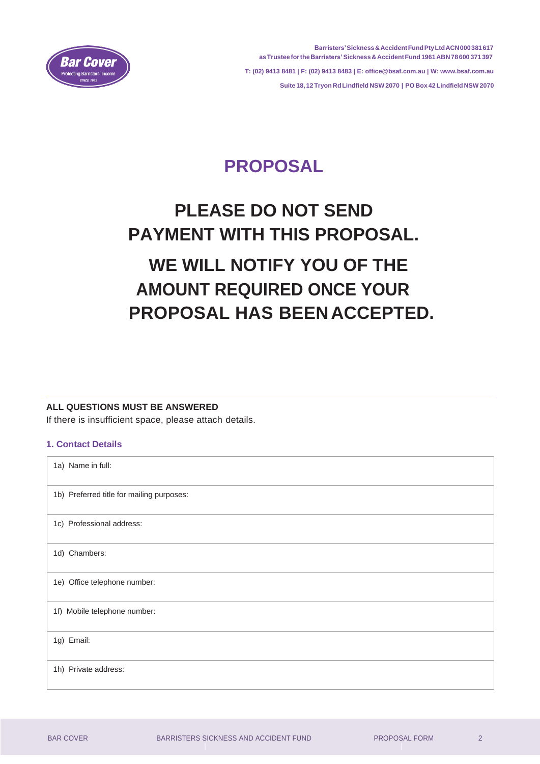Barristers' Sickness & Accident Fund Pty Ltd ACN 000 381 617
as Trustee for the Barristers' Sickness & Accident Fund 1961 ABN 78 600 371 397

T: (02) 9413 8481 | F: (02) 9413 8483 | E: office@bsaf.com.au | W: www.bsaf.com.au

Suite 18, 12 Tryon Rd Lindfield NSW 2070 | PO Box 42 Lindfield NSW 2070

# PROPOSAL

## PLEASE DO NOT SEND PAYMENT WITH THIS PROPOSAL.

## WE WILL NOTIFY YOU OF THE AMOUNT REQUIRED ONCE YOUR PROPOSAL HAS BEEN ACCEPTED.

**ALL QUESTIONS MUST BE ANSWERED**

If there is insufficient space, please attach details.

### 1. Contact Details

| |
|---|
| 1a) Name in full: |
| 1b) Preferred title for mailing purposes: |
| 1c) Professional address: |
| 1d) Chambers: |
| 1e) Office telephone number: |
| 1f) Mobile telephone number: |
| 1g) Email: |
| 1h) Private address: |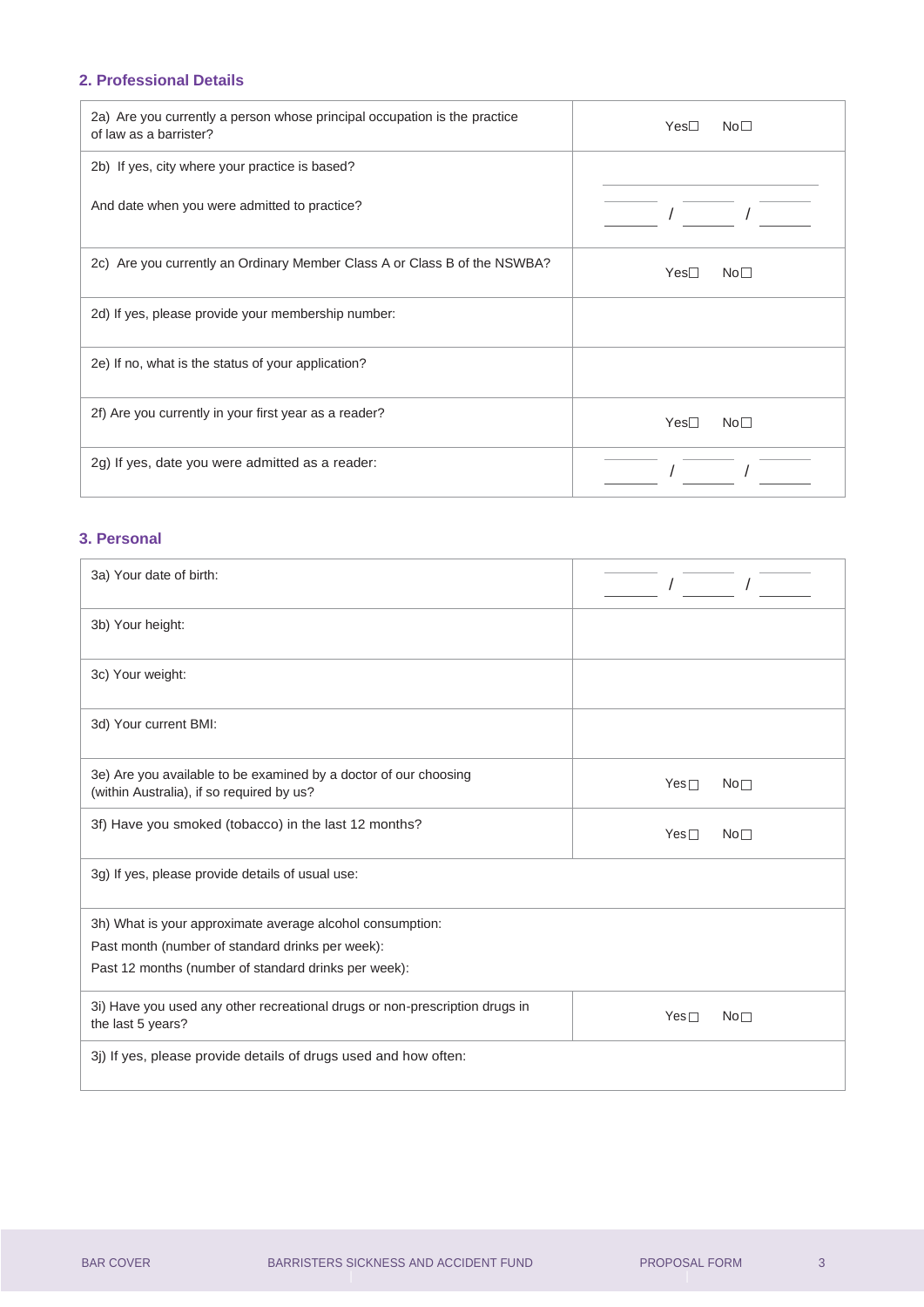## 2. Professional Details

| | |
|---|---|
| 2a) Are you currently a person whose principal occupation is the practice of law as a barrister? | Yes☐ No☐ |
| 2b) If yes, city where your practice is based?<br><br>And date when you were admitted to practice? | ______<br><br>___ / ___ / ___ |
| 2c) Are you currently an Ordinary Member Class A or Class B of the NSWBA? | Yes☐ No☐ |
| 2d) If yes, please provide your membership number: | |
| 2e) If no, what is the status of your application? | |
| 2f) Are you currently in your first year as a reader? | Yes☐ No☐ |
| 2g) If yes, date you were admitted as a reader: | ___ / ___ / ___ |

## 3. Personal

| | |
|---|---|
| 3a) Your date of birth: | ___ / ___ / ___ |
| 3b) Your height: | |
| 3c) Your weight: | |
| 3d) Your current BMI: | |
| 3e) Are you available to be examined by a doctor of our choosing (within Australia), if so required by us? | Yes☐ No☐ |
| 3f) Have you smoked (tobacco) in the last 12 months? | Yes☐ No☐ |
| 3g) If yes, please provide details of usual use: | |
| 3h) What is your approximate average alcohol consumption:<br>Past month (number of standard drinks per week):<br>Past 12 months (number of standard drinks per week): | |
| 3i) Have you used any other recreational drugs or non-prescription drugs in the last 5 years? | Yes☐ No☐ |
| 3j) If yes, please provide details of drugs used and how often: | |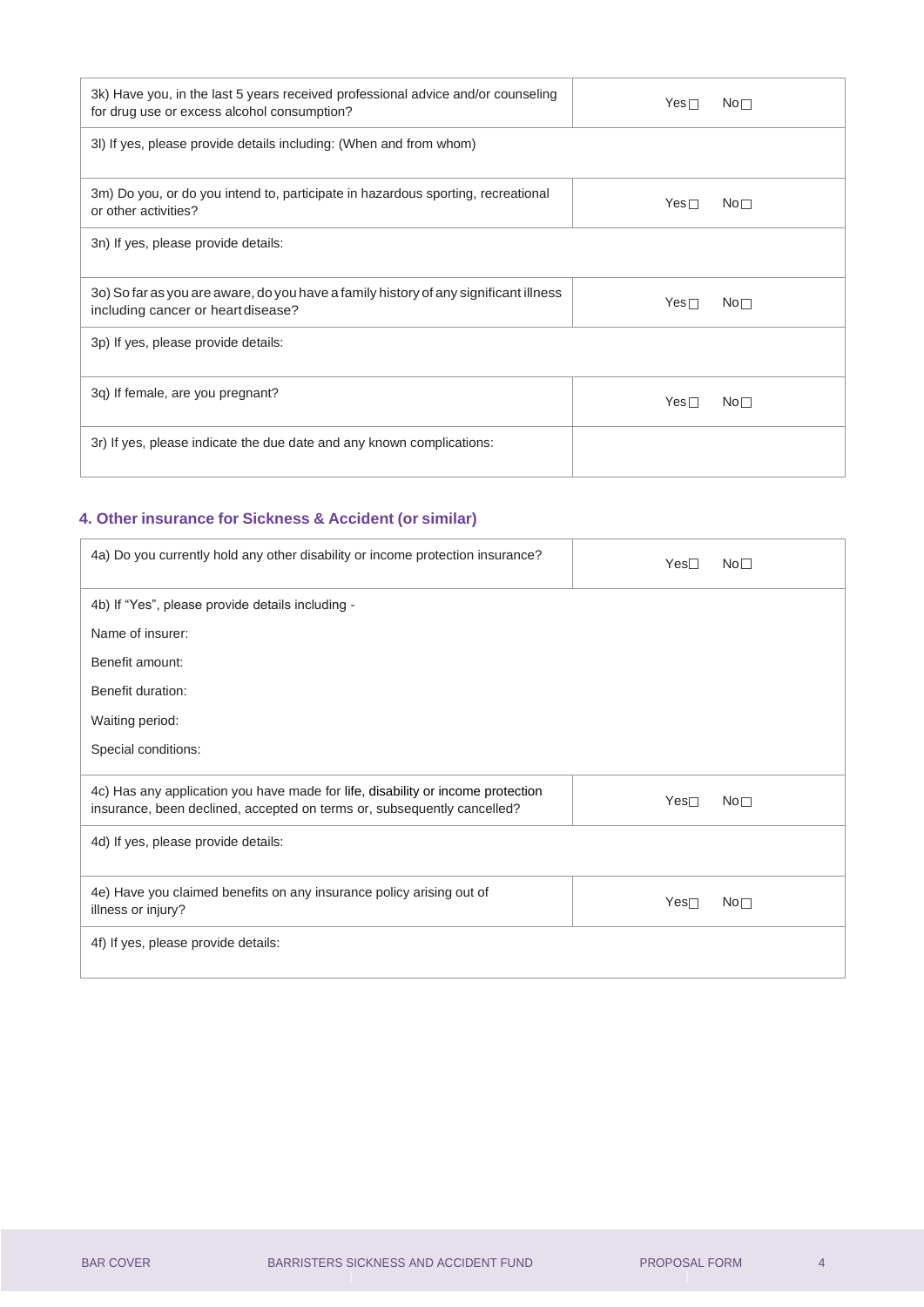| | |
|---|---|
| 3k) Have you, in the last 5 years received professional advice and/or counseling for drug use or excess alcohol consumption? | Yes☐ No☐ |
| 3l) If yes, please provide details including: (When and from whom) | |
| 3m) Do you, or do you intend to, participate in hazardous sporting, recreational or other activities? | Yes☐ No☐ |
| 3n) If yes, please provide details: | |
| 3o) So far as you are aware, do you have a family history of any significant illness including cancer or heart disease? | Yes☐ No☐ |
| 3p) If yes, please provide details: | |
| 3q) If female, are you pregnant? | Yes☐ No☐ |
| 3r) If yes, please indicate the due date and any known complications: | |

## 4. Other insurance for Sickness & Accident (or similar)

| | |
|---|---|
| 4a) Do you currently hold any other disability or income protection insurance? | Yes☐ No☐ |
| 4b) If "Yes", please provide details including -<br>Name of insurer:<br>Benefit amount:<br>Benefit duration:<br>Waiting period:<br>Special conditions: | |
| 4c) Has any application you have made for life, disability or income protection insurance, been declined, accepted on terms or, subsequently cancelled? | Yes☐ No☐ |
| 4d) If yes, please provide details: | |
| 4e) Have you claimed benefits on any insurance policy arising out of illness or injury? | Yes☐ No☐ |
| 4f) If yes, please provide details: | |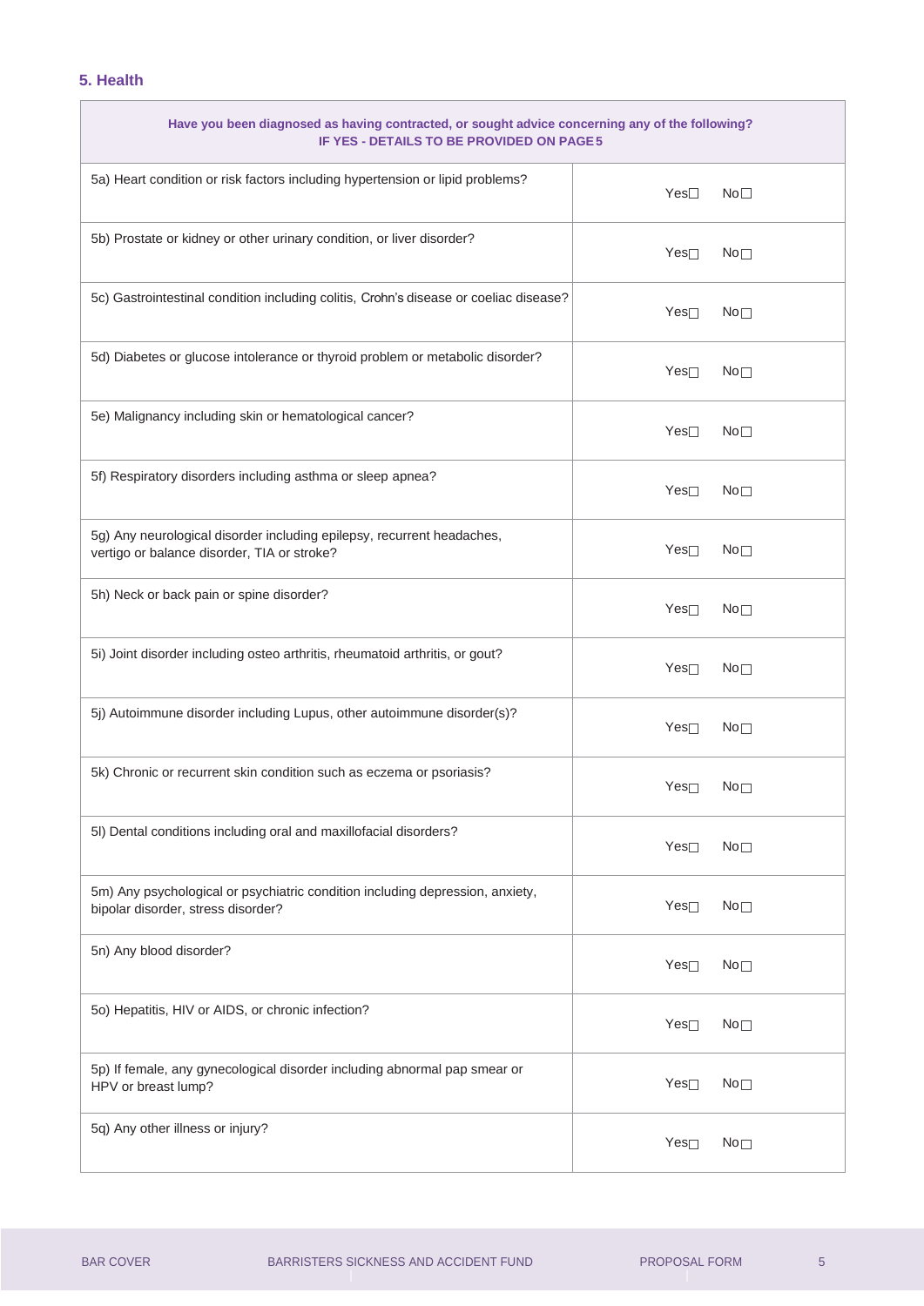## 5. Health

| Have you been diagnosed as having contracted, or sought advice concerning any of the following? IF YES - DETAILS TO BE PROVIDED ON PAGE 5 | |
|---|---|
| 5a) Heart condition or risk factors including hypertension or lipid problems? | Yes☐ No☐ |
| 5b) Prostate or kidney or other urinary condition, or liver disorder? | Yes☐ No☐ |
| 5c) Gastrointestinal condition including colitis, Crohn's disease or coeliac disease? | Yes☐ No☐ |
| 5d) Diabetes or glucose intolerance or thyroid problem or metabolic disorder? | Yes☐ No☐ |
| 5e) Malignancy including skin or hematological cancer? | Yes☐ No☐ |
| 5f) Respiratory disorders including asthma or sleep apnea? | Yes☐ No☐ |
| 5g) Any neurological disorder including epilepsy, recurrent headaches, vertigo or balance disorder, TIA or stroke? | Yes☐ No☐ |
| 5h) Neck or back pain or spine disorder? | Yes☐ No☐ |
| 5i) Joint disorder including osteo arthritis, rheumatoid arthritis, or gout? | Yes☐ No☐ |
| 5j) Autoimmune disorder including Lupus, other autoimmune disorder(s)? | Yes☐ No☐ |
| 5k) Chronic or recurrent skin condition such as eczema or psoriasis? | Yes☐ No☐ |
| 5l) Dental conditions including oral and maxillofacial disorders? | Yes☐ No☐ |
| 5m) Any psychological or psychiatric condition including depression, anxiety, bipolar disorder, stress disorder? | Yes☐ No☐ |
| 5n) Any blood disorder? | Yes☐ No☐ |
| 5o) Hepatitis, HIV or AIDS, or chronic infection? | Yes☐ No☐ |
| 5p) If female, any gynecological disorder including abnormal pap smear or HPV or breast lump? | Yes☐ No☐ |
| 5q) Any other illness or injury? | Yes☐ No☐ |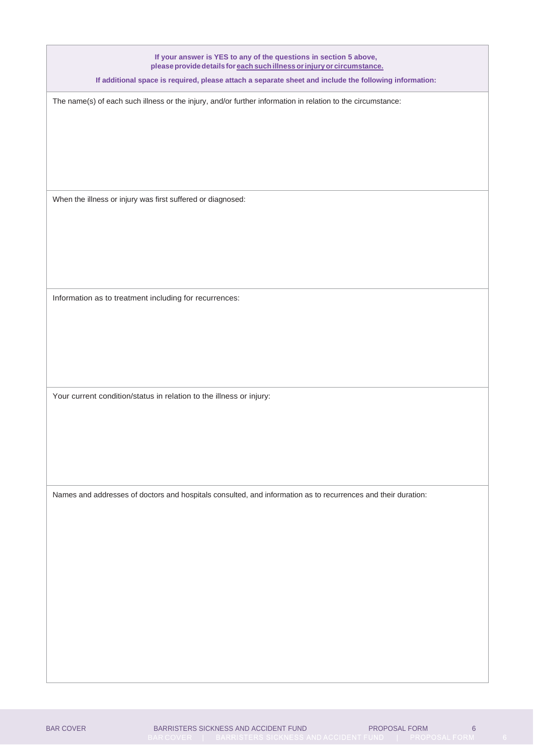**If your answer is YES to any of the questions in section 5 above, please provide details for each such illness or injury or circumstance.**

**If additional space is required, please attach a separate sheet and include the following information:**

The name(s) of each such illness or the injury, and/or further information in relation to the circumstance:

When the illness or injury was first suffered or diagnosed:

Information as to treatment including for recurrences:

Your current condition/status in relation to the illness or injury:

Names and addresses of doctors and hospitals consulted, and information as to recurrences and their duration: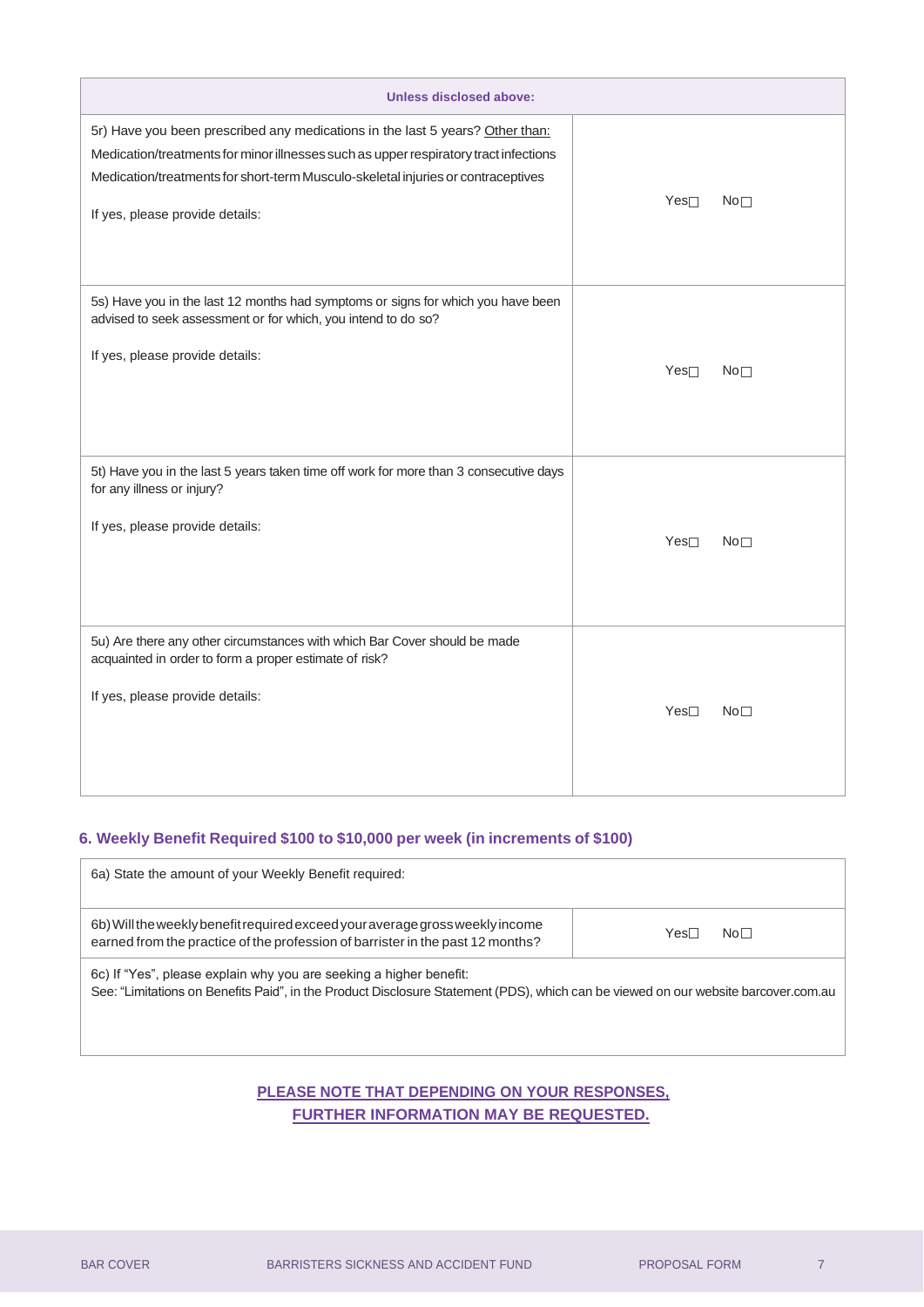| Unless disclosed above: | |
|---|---|
| 5r) Have you been prescribed any medications in the last 5 years? Other than:<br>Medication/treatments for minor illnesses such as upper respiratory tract infections<br>Medication/treatments for short-term Musculo-skeletal injuries or contraceptives<br><br>If yes, please provide details: | Yes☐ No☐ |
| 5s) Have you in the last 12 months had symptoms or signs for which you have been advised to seek assessment or for which, you intend to do so?<br><br>If yes, please provide details: | Yes☐ No☐ |
| 5t) Have you in the last 5 years taken time off work for more than 3 consecutive days for any illness or injury?<br><br>If yes, please provide details: | Yes☐ No☐ |
| 5u) Are there any other circumstances with which Bar Cover should be made acquainted in order to form a proper estimate of risk?<br><br>If yes, please provide details: | Yes☐ No☐ |

## 6. Weekly Benefit Required $100 to $10,000 per week (in increments of $100)

| 6a) State the amount of your Weekly Benefit required: | |
|---|---|
| 6b) Will the weekly benefit required exceed your average gross weekly income earned from the practice of the profession of barrister in the past 12 months? | Yes☐ No☐ |
| 6c) If "Yes", please explain why you are seeking a higher benefit:<br>See: "Limitations on Benefits Paid", in the Product Disclosure Statement (PDS), which can be viewed on our website barcover.com.au | |

**PLEASE NOTE THAT DEPENDING ON YOUR RESPONSES, FURTHER INFORMATION MAY BE REQUESTED.**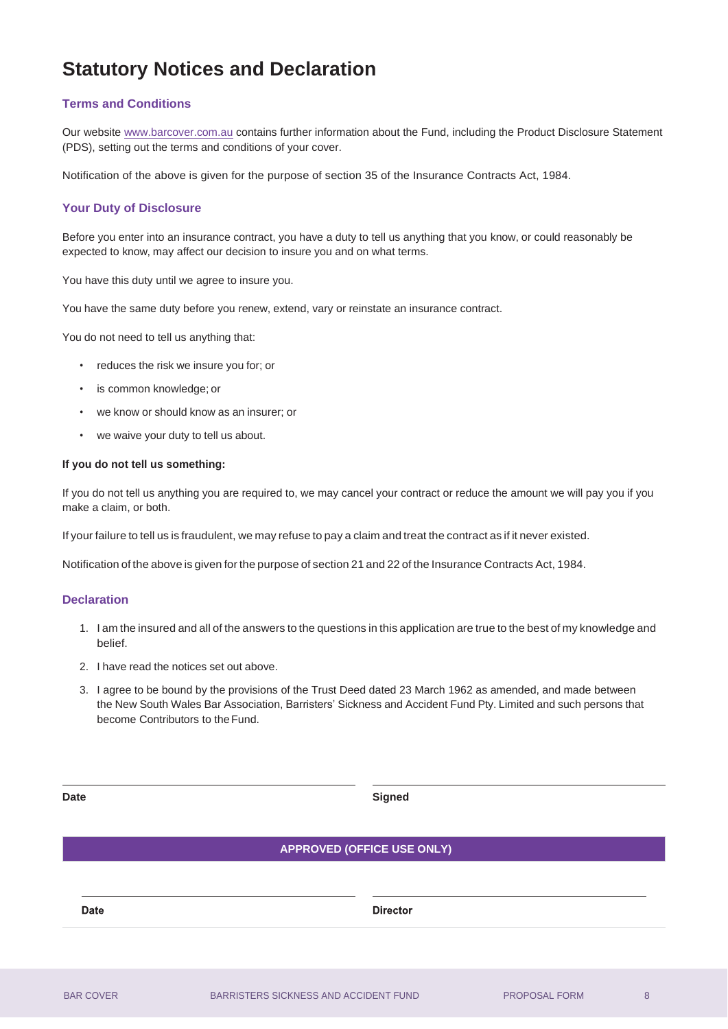# Statistory Notices and Declaration

## Terms and Conditions

Our website www.barcover.com.au contains further information about the Fund, including the Product Disclosure Statement (PDS), setting out the terms and conditions of your cover.

Notification of the above is given for the purpose of section 35 of the Insurance Contracts Act, 1984.

## Your Duty of Disclosure

Before you enter into an insurance contract, you have a duty to tell us anything that you know, or could reasonably be expected to know, may affect our decision to insure you and on what terms.

You have this duty until we agree to insure you.

You have the same duty before you renew, extend, vary or reinstate an insurance contract.

You do not need to tell us anything that:

- reduces the risk we insure you for; or
- is common knowledge; or
- we know or should know as an insurer; or
- we waive your duty to tell us about.

**If you do not tell us something:**

If you do not tell us anything you are required to, we may cancel your contract or reduce the amount we will pay you if you make a claim, or both.

If your failure to tell us is fraudulent, we may refuse to pay a claim and treat the contract as if it never existed.

Notification of the above is given for the purpose of section 21 and 22 of the Insurance Contracts Act, 1984.

## Declaration

1. I am the insured and all of the answers to the questions in this application are true to the best of my knowledge and belief.
2. I have read the notices set out above.
3. I agree to be bound by the provisions of the Trust Deed dated 23 March 1962 as amended, and made between the New South Wales Bar Association, Barristers' Sickness and Accident Fund Pty. Limited and such persons that become Contributors to the Fund.

**Date** ______________________ **Signed** ______________________

**APPROVED (OFFICE USE ONLY)**

**Date** ______________________ **Director** ______________________